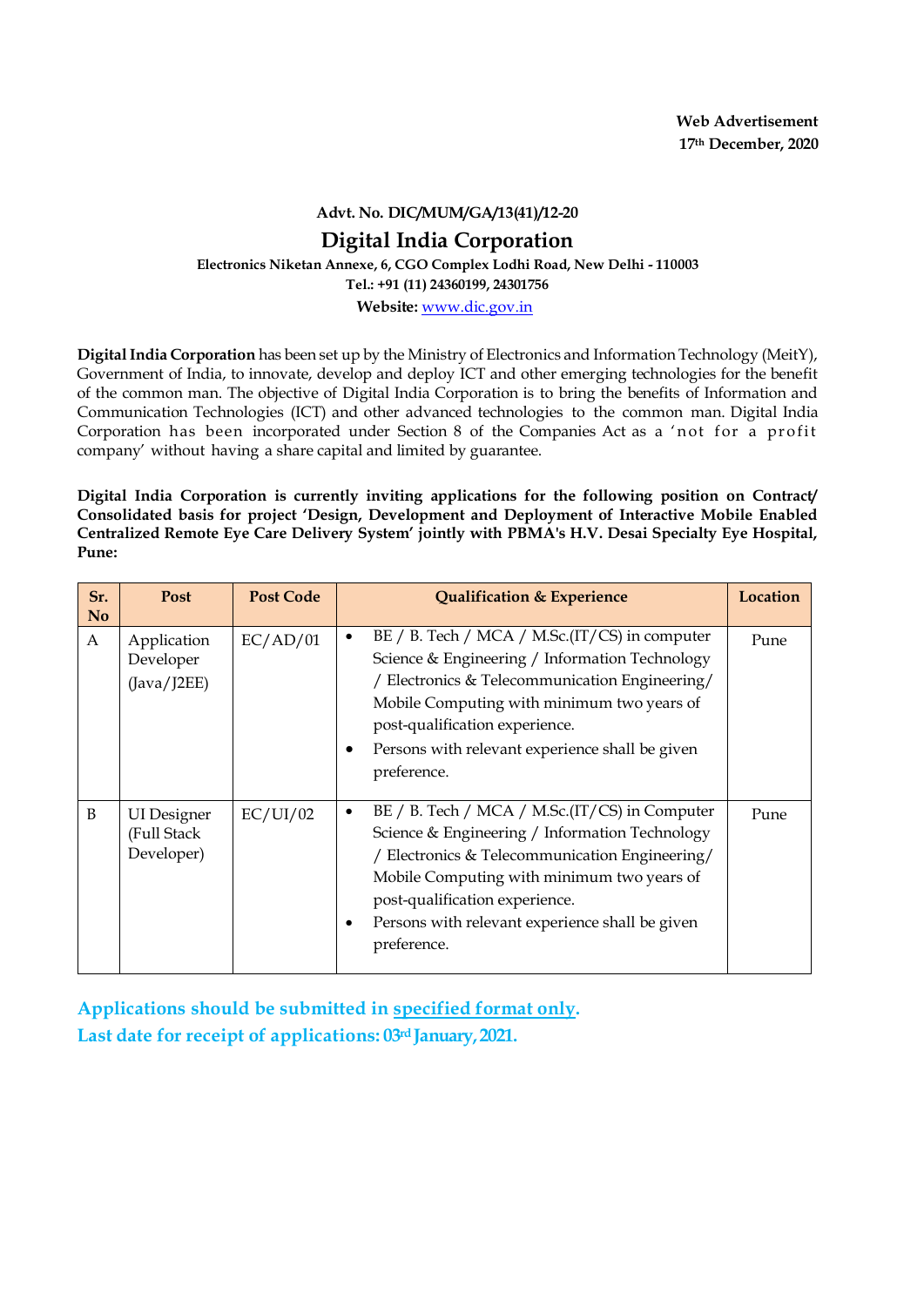**Web Advertisement**
**17th December, 2020**

**Advt. No. DIC/MUM/GA/13(41)/12-20**

# Digital India Corporation

**Electronics Niketan Annexe, 6, CGO Complex Lodhi Road, New Delhi - 110003**
**Tel.: +91 (11) 24360199, 24301756**
**Website:** [www.dic.gov.in](http://www.dic.gov.in)

**Digital India Corporation** has been set up by the Ministry of Electronics and Information Technology (MeitY), Government of India, to innovate, develop and deploy ICT and other emerging technologies for the benefit of the common man. The objective of Digital India Corporation is to bring the benefits of Information and Communication Technologies (ICT) and other advanced technologies to the common man. Digital India Corporation has been incorporated under Section 8 of the Companies Act as a 'not for a profit company' without having a share capital and limited by guarantee.

**Digital India Corporation is currently inviting applications for the following position on Contract/ Consolidated basis for project 'Design, Development and Deployment of Interactive Mobile Enabled Centralized Remote Eye Care Delivery System' jointly with PBMA's H.V. Desai Specialty Eye Hospital, Pune:**

| Sr. No | Post | Post Code | Qualification & Experience | Location |
|---|---|---|---|---|
| A | Application Developer (Java/J2EE) | EC/AD/01 | • BE / B. Tech / MCA / M.Sc.(IT/CS) in computer Science & Engineering / Information Technology / Electronics & Telecommunication Engineering/ Mobile Computing with minimum two years of post-qualification experience.<br>• Persons with relevant experience shall be given preference. | Pune |
| B | UI Designer (Full Stack Developer) | EC/UI/02 | • BE / B. Tech / MCA / M.Sc.(IT/CS) in Computer Science & Engineering / Information Technology / Electronics & Telecommunication Engineering/ Mobile Computing with minimum two years of post-qualification experience.<br>• Persons with relevant experience shall be given preference. | Pune |

**Applications should be submitted in specified format only.**
**Last date for receipt of applications: 03rd January, 2021.**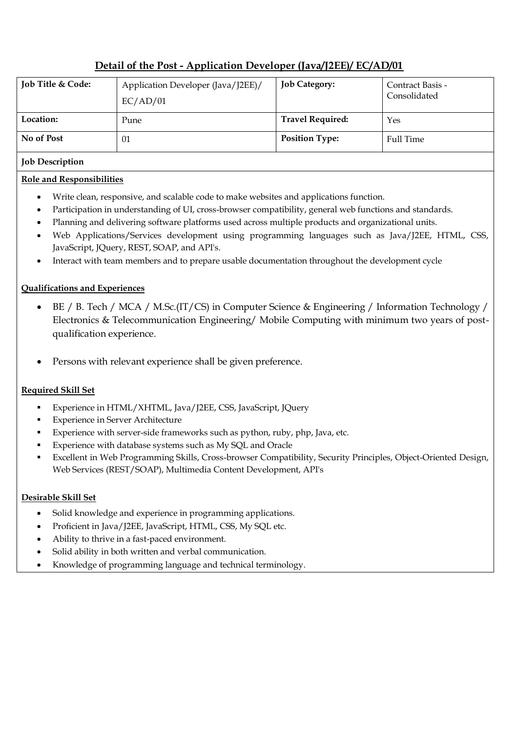## Detail of the Post - Application Developer (Java/J2EE)/ EC/AD/01

| Job Title & Code: | Application Developer (Java/J2EE)/ EC/AD/01 | Job Category: | Contract Basis - Consolidated |
|---|---|---|---|
| Location: | Pune | Travel Required: | Yes |
| No of Post | 01 | Position Type: | Full Time |

**Job Description**

**Role and Responsibilities**

- Write clean, responsive, and scalable code to make websites and applications function.
- Participation in understanding of UI, cross-browser compatibility, general web functions and standards.
- Planning and delivering software platforms used across multiple products and organizational units.
- Web Applications/Services development using programming languages such as Java/J2EE, HTML, CSS, JavaScript, JQuery, REST, SOAP, and API's.
- Interact with team members and to prepare usable documentation throughout the development cycle

**Qualifications and Experiences**

- BE / B. Tech / MCA / M.Sc.(IT/CS) in Computer Science & Engineering / Information Technology / Electronics & Telecommunication Engineering/ Mobile Computing with minimum two years of post-qualification experience.
- Persons with relevant experience shall be given preference.

**Required Skill Set**

- Experience in HTML/XHTML, Java/J2EE, CSS, JavaScript, JQuery
- Experience in Server Architecture
- Experience with server-side frameworks such as python, ruby, php, Java, etc.
- Experience with database systems such as My SQL and Oracle
- Excellent in Web Programming Skills, Cross-browser Compatibility, Security Principles, Object-Oriented Design, Web Services (REST/SOAP), Multimedia Content Development, API's

**Desirable Skill Set**

- Solid knowledge and experience in programming applications.
- Proficient in Java/J2EE, JavaScript, HTML, CSS, My SQL etc.
- Ability to thrive in a fast-paced environment.
- Solid ability in both written and verbal communication.
- Knowledge of programming language and technical terminology.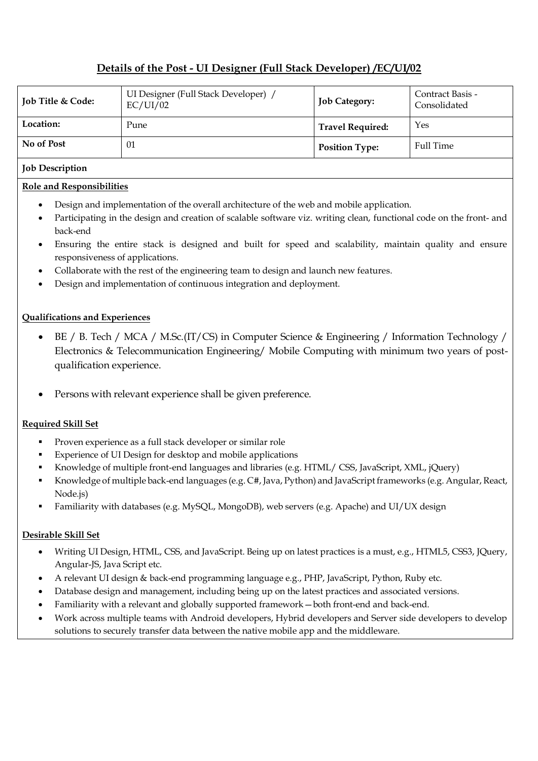## Details of the Post - UI Designer (Full Stack Developer) /EC/UI/02

| **Job Title & Code:** | UI Designer (Full Stack Developer) / EC/UI/02 | **Job Category:** | Contract Basis - Consolidated |
|---|---|---|---|
| **Location:** | Pune | **Travel Required:** | Yes |
| **No of Post** | 01 | **Position Type:** | Full Time |

**Job Description**

**Role and Responsibilities**

- Design and implementation of the overall architecture of the web and mobile application.
- Participating in the design and creation of scalable software viz. writing clean, functional code on the front- and back-end
- Ensuring the entire stack is designed and built for speed and scalability, maintain quality and ensure responsiveness of applications.
- Collaborate with the rest of the engineering team to design and launch new features.
- Design and implementation of continuous integration and deployment.

**Qualifications and Experiences**

- BE / B. Tech / MCA / M.Sc.(IT/CS) in Computer Science & Engineering / Information Technology / Electronics & Telecommunication Engineering/ Mobile Computing with minimum two years of post-qualification experience.
- Persons with relevant experience shall be given preference.

**Required Skill Set**

- Proven experience as a full stack developer or similar role
- Experience of UI Design for desktop and mobile applications
- Knowledge of multiple front-end languages and libraries (e.g. HTML/ CSS, JavaScript, XML, jQuery)
- Knowledge of multiple back-end languages (e.g. C#, Java, Python) and JavaScript frameworks (e.g. Angular, React, Node.js)
- Familiarity with databases (e.g. MySQL, MongoDB), web servers (e.g. Apache) and UI/UX design

**Desirable Skill Set**

- Writing UI Design, HTML, CSS, and JavaScript. Being up on latest practices is a must, e.g., HTML5, CSS3, JQuery, Angular-JS, Java Script etc.
- A relevant UI design & back-end programming language e.g., PHP, JavaScript, Python, Ruby etc.
- Database design and management, including being up on the latest practices and associated versions.
- Familiarity with a relevant and globally supported framework—both front-end and back-end.
- Work across multiple teams with Android developers, Hybrid developers and Server side developers to develop solutions to securely transfer data between the native mobile app and the middleware.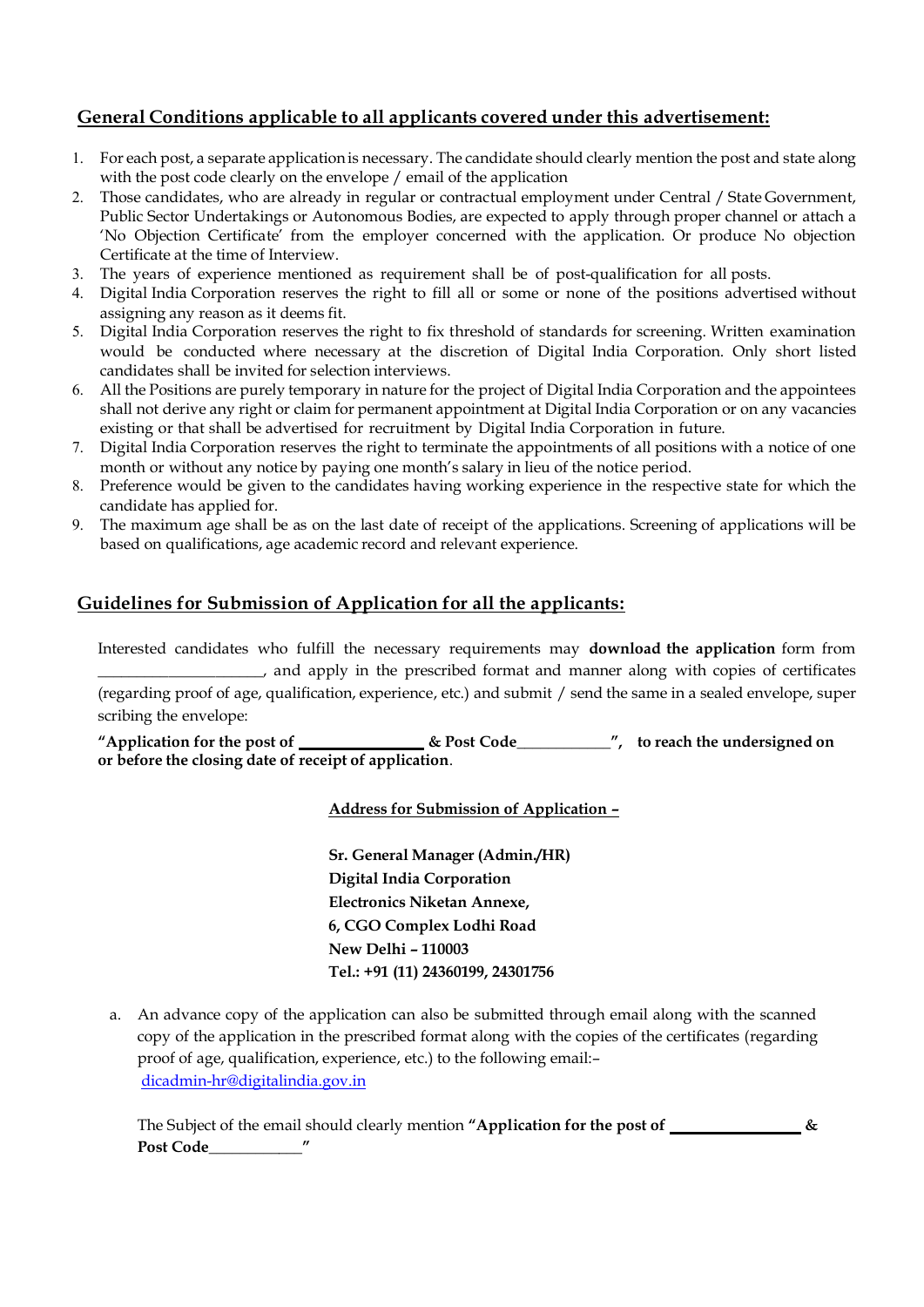## General Conditions applicable to all applicants covered under this advertisement:

1. For each post, a separate application is necessary. The candidate should clearly mention the post and state along with the post code clearly on the envelope / email of the application
2. Those candidates, who are already in regular or contractual employment under Central / State Government, Public Sector Undertakings or Autonomous Bodies, are expected to apply through proper channel or attach a 'No Objection Certificate' from the employer concerned with the application. Or produce No objection Certificate at the time of Interview.
3. The years of experience mentioned as requirement shall be of post-qualification for all posts.
4. Digital India Corporation reserves the right to fill all or some or none of the positions advertised without assigning any reason as it deems fit.
5. Digital India Corporation reserves the right to fix threshold of standards for screening. Written examination would be conducted where necessary at the discretion of Digital India Corporation. Only short listed candidates shall be invited for selection interviews.
6. All the Positions are purely temporary in nature for the project of Digital India Corporation and the appointees shall not derive any right or claim for permanent appointment at Digital India Corporation or on any vacancies existing or that shall be advertised for recruitment by Digital India Corporation in future.
7. Digital India Corporation reserves the right to terminate the appointments of all positions with a notice of one month or without any notice by paying one month's salary in lieu of the notice period.
8. Preference would be given to the candidates having working experience in the respective state for which the candidate has applied for.
9. The maximum age shall be as on the last date of receipt of the applications. Screening of applications will be based on qualifications, age academic record and relevant experience.

## Guidelines for Submission of Application for all the applicants:

Interested candidates who fulfill the necessary requirements may **download the application** form from ____________________, and apply in the prescribed format and manner along with copies of certificates (regarding proof of age, qualification, experience, etc.) and submit / send the same in a sealed envelope, super scribing the envelope:

**"Application for the post of ______________ & Post Code____________", to reach the undersigned on or before the closing date of receipt of application**.

**Address for Submission of Application –**

**Sr. General Manager (Admin./HR)**
**Digital India Corporation**
**Electronics Niketan Annexe,**
**6, CGO Complex Lodhi Road**
**New Delhi – 110003**
**Tel.: +91 (11) 24360199, 24301756**

a. An advance copy of the application can also be submitted through email along with the scanned copy of the application in the prescribed format along with the copies of the certificates (regarding proof of age, qualification, experience, etc.) to the following email:– dicadmin-hr@digitalindia.gov.in

   The Subject of the email should clearly mention **"Application for the post of ______________ & Post Code____________"**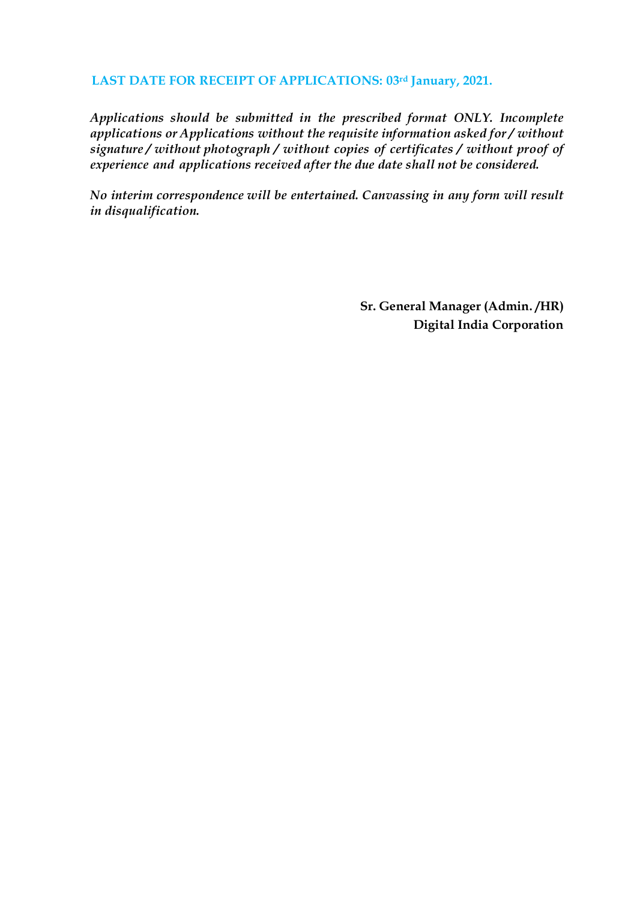**LAST DATE FOR RECEIPT OF APPLICATIONS: 03rd January, 2021.**

***Applications should be submitted in the prescribed format ONLY. Incomplete applications or Applications without the requisite information asked for / without signature / without photograph / without copies of certificates / without proof of experience and applications received after the due date shall not be considered.***

***No interim correspondence will be entertained. Canvassing in any form will result in disqualification.***

**Sr. General Manager (Admin. /HR)**
**Digital India Corporation**